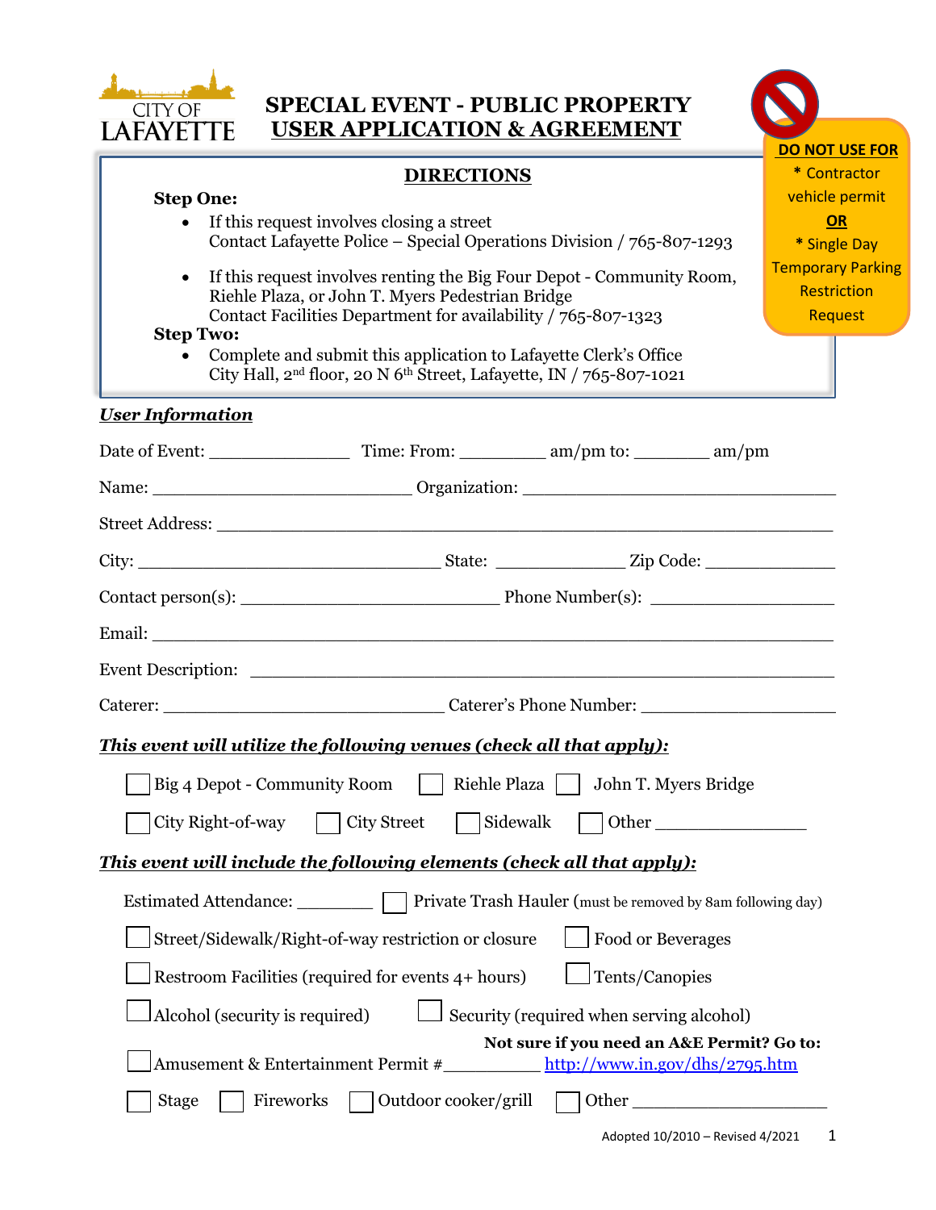CITY OF LAFAYETTE

# SPECIAL EVENT - PUBLIC PROPERTY USER APPLICATION & AGREEMENT

**DO NOT USE FOR**
* Contractor vehicle permit
**OR**
* Single Day Temporary Parking Restriction Request

## DIRECTIONS

**Step One:**

- If this request involves closing a street
  Contact Lafayette Police – Special Operations Division / 765-807-1293

- If this request involves renting the Big Four Depot - Community Room, Riehle Plaza, or John T. Myers Pedestrian Bridge
  Contact Facilities Department for availability / 765-807-1323

**Step Two:**

- Complete and submit this application to Lafayette Clerk's Office
  City Hall, 2nd floor, 20 N 6th Street, Lafayette, IN / 765-807-1021

***User Information***

Date of Event: ______________ Time: From: _________ am/pm to: ________ am/pm

Name: ___________________________ Organization: _________________________________

Street Address: _____________________________________________________________

City: _______________________________ State: _____________ Zip Code: _____________

Contact person(s): __________________________ Phone Number(s): __________________

Email: ________________________________________________________________

Event Description: ___________________________________________________________

Caterer: _____________________________ Caterer's Phone Number: ___________________

***This event will utilize the following venues (check all that apply):***

☐ Big 4 Depot - Community Room ☐ Riehle Plaza ☐ John T. Myers Bridge

☐ City Right-of-way ☐ City Street ☐ Sidewalk ☐ Other _______________

***This event will include the following elements (check all that apply):***

Estimated Attendance: ________ ☐ Private Trash Hauler (must be removed by 8am following day)

☐ Street/Sidewalk/Right-of-way restriction or closure ☐ Food or Beverages

☐ Restroom Facilities (required for events 4+ hours) ☐ Tents/Canopies

☐ Alcohol (security is required) ☐ Security (required when serving alcohol)

☐ Amusement & Entertainment Permit #__________ **Not sure if you need an A&E Permit? Go to:** http://www.in.gov/dhs/2795.htm

☐ Stage ☐ Fireworks ☐ Outdoor cooker/grill ☐ Other ____________________

Adopted 10/2010 – Revised 4/2021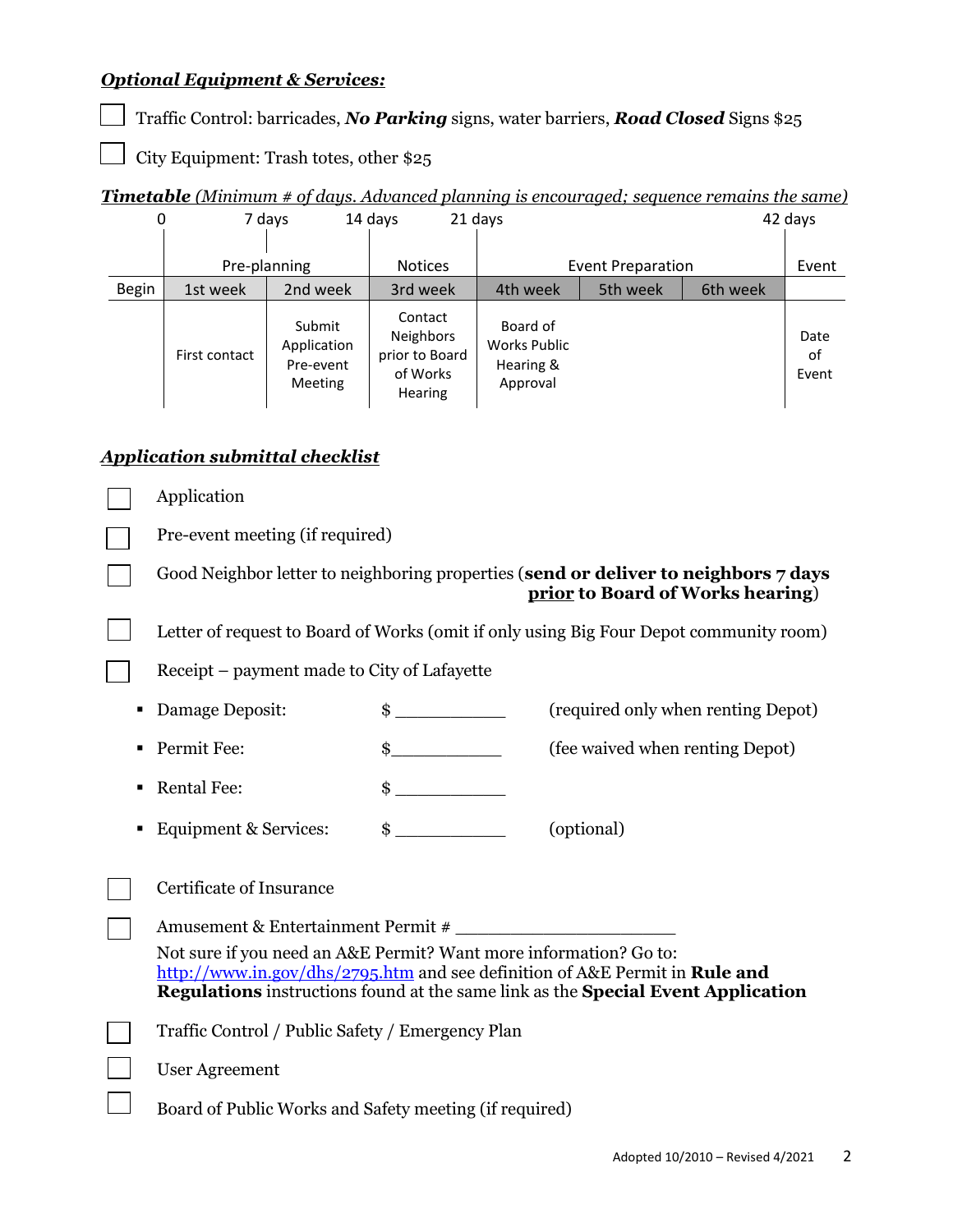***Optional Equipment & Services:***

☐ Traffic Control: barricades, ***No Parking*** signs, water barriers, ***Road Closed*** Signs $25

☐ City Equipment: Trash totes, other $25

***Timetable** (Minimum # of days. Advanced planning is encouraged; sequence remains the same)*

| | 0 | 7 days | 14 days | 21 days | | 42 days | |
|---|---|---|---|---|---|---|---|
| | Pre-planning | | Notices | Event Preparation | | | Event |
| Begin | 1st week | 2nd week | 3rd week | 4th week | 5th week | 6th week | |
| | First contact | Submit Application Pre-event Meeting | Contact Neighbors prior to Board of Works Hearing | Board of Works Public Hearing & Approval | | | Date of Event |

***Application submittal checklist***

☐ Application

☐ Pre-event meeting (if required)

☐ Good Neighbor letter to neighboring properties (**send or deliver to neighbors 7 days <u>prior</u> to Board of Works hearing**)

☐ Letter of request to Board of Works (omit if only using Big Four Depot community room)

☐ Receipt – payment made to City of Lafayette

- Damage Deposit: $ ___________ (required only when renting Depot)
- Permit Fee: $___________ (fee waived when renting Depot)
- Rental Fee: $ ___________
- Equipment & Services: $ ___________ (optional)

☐ Certificate of Insurance

☐ Amusement & Entertainment Permit # ____________________

Not sure if you need an A&E Permit? Want more information? Go to: http://www.in.gov/dhs/2795.htm and see definition of A&E Permit in **Rule and Regulations** instructions found at the same link as the **Special Event Application**

☐ Traffic Control / Public Safety / Emergency Plan

☐ User Agreement

☐ Board of Public Works and Safety meeting (if required)

Adopted 10/2010 – Revised 4/2021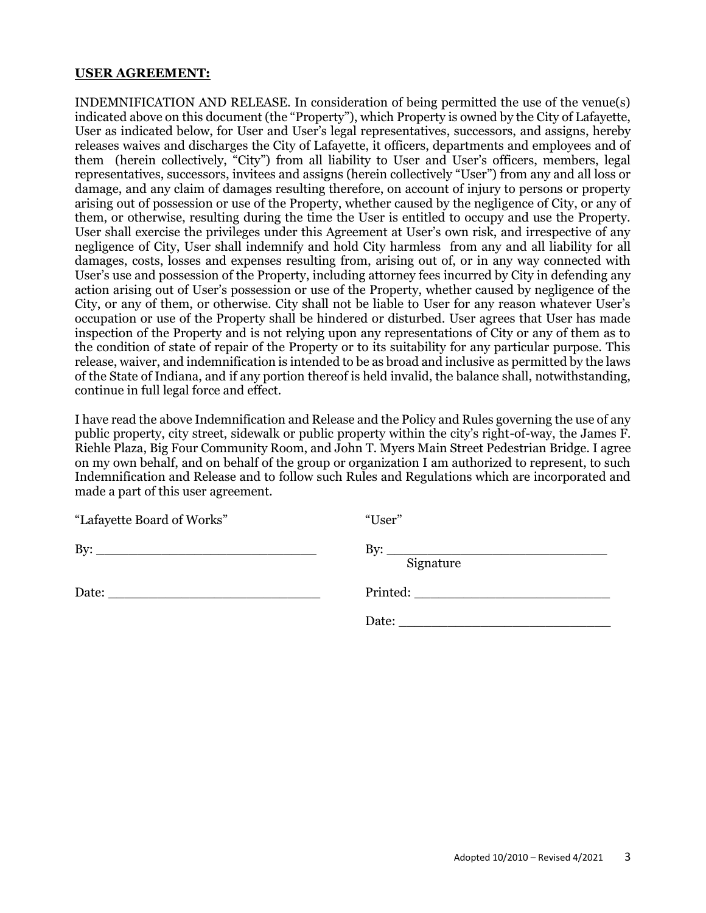**USER AGREEMENT:**

INDEMNIFICATION AND RELEASE. In consideration of being permitted the use of the venue(s) indicated above on this document (the "Property"), which Property is owned by the City of Lafayette, User as indicated below, for User and User's legal representatives, successors, and assigns, hereby releases waives and discharges the City of Lafayette, it officers, departments and employees and of them (herein collectively, "City") from all liability to User and User's officers, members, legal representatives, successors, invitees and assigns (herein collectively "User") from any and all loss or damage, and any claim of damages resulting therefore, on account of injury to persons or property arising out of possession or use of the Property, whether caused by the negligence of City, or any of them, or otherwise, resulting during the time the User is entitled to occupy and use the Property. User shall exercise the privileges under this Agreement at User's own risk, and irrespective of any negligence of City, User shall indemnify and hold City harmless from any and all liability for all damages, costs, losses and expenses resulting from, arising out of, or in any way connected with User's use and possession of the Property, including attorney fees incurred by City in defending any action arising out of User's possession or use of the Property, whether caused by negligence of the City, or any of them, or otherwise. City shall not be liable to User for any reason whatever User's occupation or use of the Property shall be hindered or disturbed. User agrees that User has made inspection of the Property and is not relying upon any representations of City or any of them as to the condition of state of repair of the Property or to its suitability for any particular purpose. This release, waiver, and indemnification is intended to be as broad and inclusive as permitted by the laws of the State of Indiana, and if any portion thereof is held invalid, the balance shall, notwithstanding, continue in full legal force and effect.

I have read the above Indemnification and Release and the Policy and Rules governing the use of any public property, city street, sidewalk or public property within the city's right-of-way, the James F. Riehle Plaza, Big Four Community Room, and John T. Myers Main Street Pedestrian Bridge. I agree on my own behalf, and on behalf of the group or organization I am authorized to represent, to such Indemnification and Release and to follow such Rules and Regulations which are incorporated and made a part of this user agreement.

"Lafayette Board of Works"

By: ___________________________

Date: __________________________

"User"

By: ___________________________
Signature

Printed: ________________________

Date: __________________________

Adopted 10/2010 – Revised 4/2021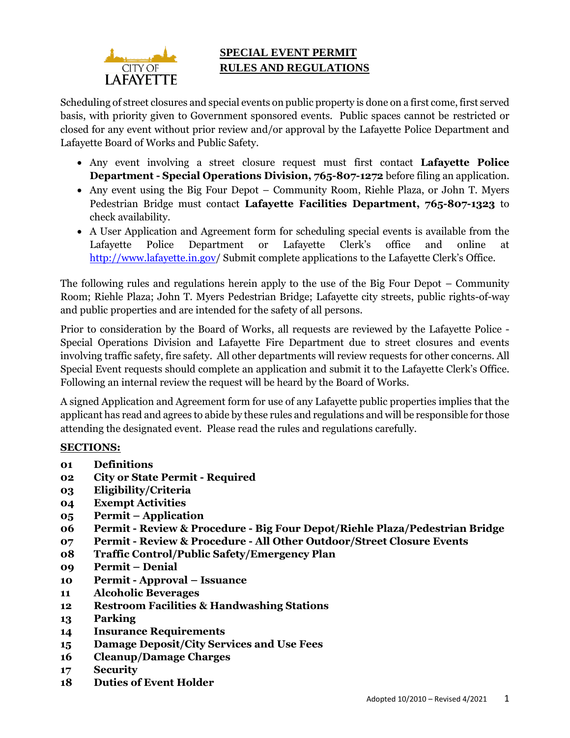**SPECIAL EVENT PERMIT**
**RULES AND REGULATIONS**

Scheduling of street closures and special events on public property is done on a first come, first served basis, with priority given to Government sponsored events. Public spaces cannot be restricted or closed for any event without prior review and/or approval by the Lafayette Police Department and Lafayette Board of Works and Public Safety.

- Any event involving a street closure request must first contact **Lafayette Police Department - Special Operations Division, 765-807-1272** before filing an application.
- Any event using the Big Four Depot – Community Room, Riehle Plaza, or John T. Myers Pedestrian Bridge must contact **Lafayette Facilities Department, 765-807-1323** to check availability.
- A User Application and Agreement form for scheduling special events is available from the Lafayette Police Department or Lafayette Clerk's office and online at http://www.lafayette.in.gov/ Submit complete applications to the Lafayette Clerk's Office.

The following rules and regulations herein apply to the use of the Big Four Depot – Community Room; Riehle Plaza; John T. Myers Pedestrian Bridge; Lafayette city streets, public rights-of-way and public properties and are intended for the safety of all persons.

Prior to consideration by the Board of Works, all requests are reviewed by the Lafayette Police - Special Operations Division and Lafayette Fire Department due to street closures and events involving traffic safety, fire safety. All other departments will review requests for other concerns. All Special Event requests should complete an application and submit it to the Lafayette Clerk's Office. Following an internal review the request will be heard by the Board of Works.

A signed Application and Agreement form for use of any Lafayette public properties implies that the applicant has read and agrees to abide by these rules and regulations and will be responsible for those attending the designated event. Please read the rules and regulations carefully.

**SECTIONS:**

- **01 Definitions**
- **02 City or State Permit - Required**
- **03 Eligibility/Criteria**
- **04 Exempt Activities**
- **05 Permit – Application**
- **06 Permit - Review & Procedure - Big Four Depot/Riehle Plaza/Pedestrian Bridge**
- **07 Permit - Review & Procedure - All Other Outdoor/Street Closure Events**
- **08 Traffic Control/Public Safety/Emergency Plan**
- **09 Permit – Denial**
- **10 Permit - Approval – Issuance**
- **11 Alcoholic Beverages**
- **12 Restroom Facilities & Handwashing Stations**
- **13 Parking**
- **14 Insurance Requirements**
- **15 Damage Deposit/City Services and Use Fees**
- **16 Cleanup/Damage Charges**
- **17 Security**
- **18 Duties of Event Holder**

Adopted 10/2010 – Revised 4/2021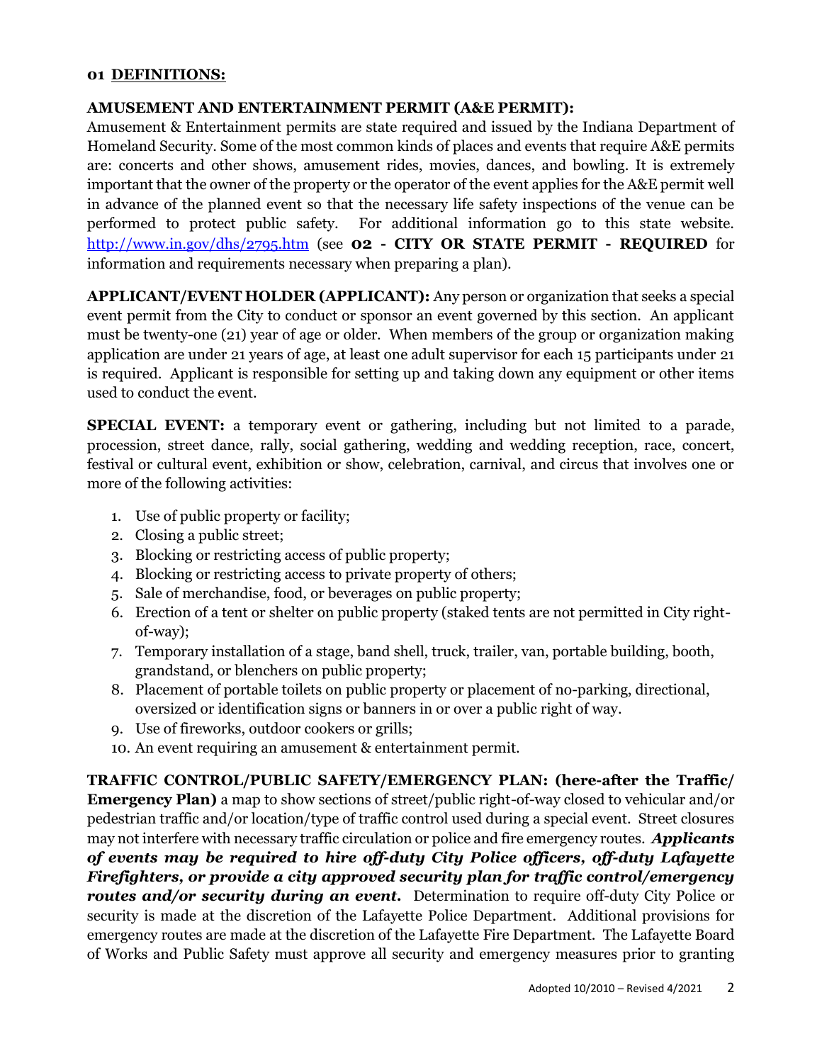## 01 DEFINITIONS:

**AMUSEMENT AND ENTERTAINMENT PERMIT (A&E PERMIT):**
Amusement & Entertainment permits are state required and issued by the Indiana Department of Homeland Security. Some of the most common kinds of places and events that require A&E permits are: concerts and other shows, amusement rides, movies, dances, and bowling. It is extremely important that the owner of the property or the operator of the event applies for the A&E permit well in advance of the planned event so that the necessary life safety inspections of the venue can be performed to protect public safety. For additional information go to this state website. http://www.in.gov/dhs/2795.htm (see **02 - CITY OR STATE PERMIT - REQUIRED** for information and requirements necessary when preparing a plan).

**APPLICANT/EVENT HOLDER (APPLICANT):** Any person or organization that seeks a special event permit from the City to conduct or sponsor an event governed by this section. An applicant must be twenty-one (21) year of age or older. When members of the group or organization making application are under 21 years of age, at least one adult supervisor for each 15 participants under 21 is required. Applicant is responsible for setting up and taking down any equipment or other items used to conduct the event.

**SPECIAL EVENT:** a temporary event or gathering, including but not limited to a parade, procession, street dance, rally, social gathering, wedding and wedding reception, race, concert, festival or cultural event, exhibition or show, celebration, carnival, and circus that involves one or more of the following activities:

1. Use of public property or facility;
2. Closing a public street;
3. Blocking or restricting access of public property;
4. Blocking or restricting access to private property of others;
5. Sale of merchandise, food, or beverages on public property;
6. Erection of a tent or shelter on public property (staked tents are not permitted in City right-of-way);
7. Temporary installation of a stage, band shell, truck, trailer, van, portable building, booth, grandstand, or blenchers on public property;
8. Placement of portable toilets on public property or placement of no-parking, directional, oversized or identification signs or banners in or over a public right of way.
9. Use of fireworks, outdoor cookers or grills;
10. An event requiring an amusement & entertainment permit.

**TRAFFIC CONTROL/PUBLIC SAFETY/EMERGENCY PLAN: (here-after the Traffic/ Emergency Plan)** a map to show sections of street/public right-of-way closed to vehicular and/or pedestrian traffic and/or location/type of traffic control used during a special event. Street closures may not interfere with necessary traffic circulation or police and fire emergency routes. ***Applicants of events may be required to hire off-duty City Police officers, off-duty Lafayette Firefighters, or provide a city approved security plan for traffic control/emergency routes and/or security during an event.*** Determination to require off-duty City Police or security is made at the discretion of the Lafayette Police Department. Additional provisions for emergency routes are made at the discretion of the Lafayette Fire Department. The Lafayette Board of Works and Public Safety must approve all security and emergency measures prior to granting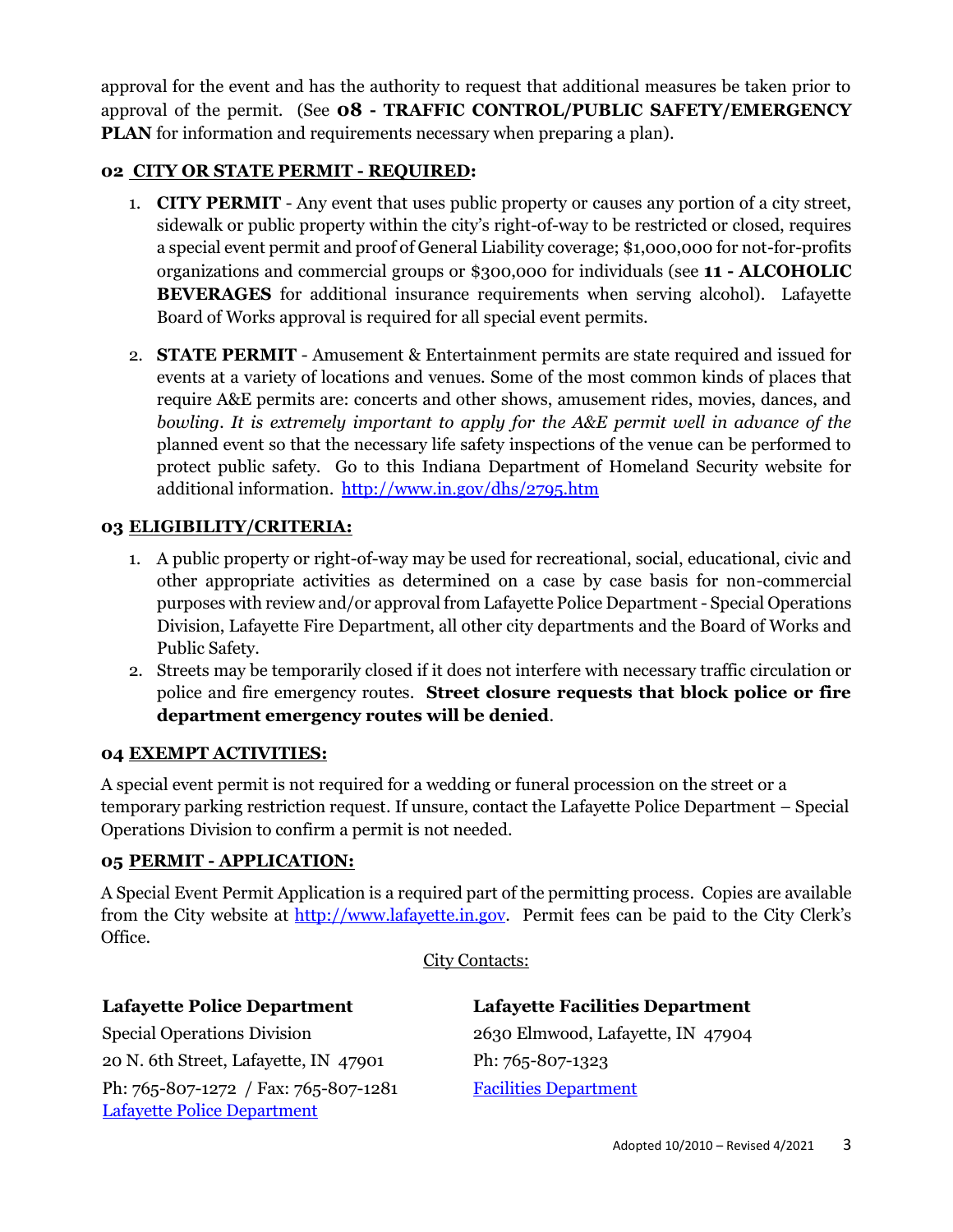approval for the event and has the authority to request that additional measures be taken prior to approval of the permit. (See **08 - TRAFFIC CONTROL/PUBLIC SAFETY/EMERGENCY PLAN** for information and requirements necessary when preparing a plan).

### 02 CITY OR STATE PERMIT - REQUIRED:

1. **CITY PERMIT** - Any event that uses public property or causes any portion of a city street, sidewalk or public property within the city's right-of-way to be restricted or closed, requires a special event permit and proof of General Liability coverage; $1,000,000 for not-for-profits organizations and commercial groups or $300,000 for individuals (see **11 - ALCOHOLIC BEVERAGES** for additional insurance requirements when serving alcohol). Lafayette Board of Works approval is required for all special event permits.

2. **STATE PERMIT** - Amusement & Entertainment permits are state required and issued for events at a variety of locations and venues. Some of the most common kinds of places that require A&E permits are: concerts and other shows, amusement rides, movies, dances, and *bowling*. *It is extremely important to apply for the A&E permit well in advance of the* planned event so that the necessary life safety inspections of the venue can be performed to protect public safety. Go to this Indiana Department of Homeland Security website for additional information. [http://www.in.gov/dhs/2795.htm](http://www.in.gov/dhs/2795.htm)

### 03 ELIGIBILITY/CRITERIA:

1. A public property or right-of-way may be used for recreational, social, educational, civic and other appropriate activities as determined on a case by case basis for non-commercial purposes with review and/or approval from Lafayette Police Department - Special Operations Division, Lafayette Fire Department, all other city departments and the Board of Works and Public Safety.
2. Streets may be temporarily closed if it does not interfere with necessary traffic circulation or police and fire emergency routes. **Street closure requests that block police or fire department emergency routes will be denied**.

### 04 EXEMPT ACTIVITIES:

A special event permit is not required for a wedding or funeral procession on the street or a temporary parking restriction request. If unsure, contact the Lafayette Police Department – Special Operations Division to confirm a permit is not needed.

### 05 PERMIT - APPLICATION:

A Special Event Permit Application is a required part of the permitting process. Copies are available from the City website at [http://www.lafayette.in.gov](http://www.lafayette.in.gov). Permit fees can be paid to the City Clerk's Office.

City Contacts:

**Lafayette Police Department**
Special Operations Division
20 N. 6th Street, Lafayette, IN 47901
Ph: 765-807-1272 / Fax: 765-807-1281
Lafayette Police Department

**Lafayette Facilities Department**
2630 Elmwood, Lafayette, IN 47904
Ph: 765-807-1323
Facilities Department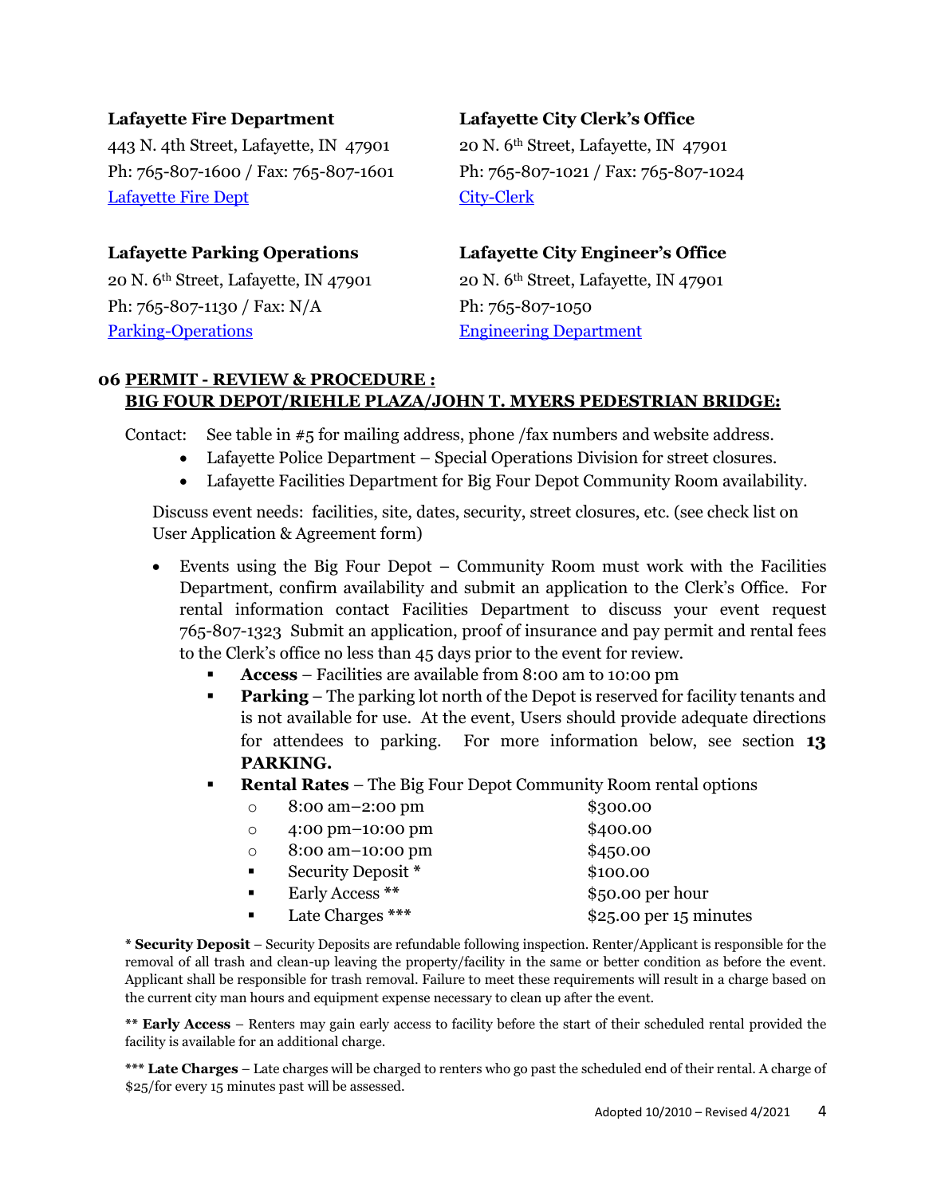**Lafayette Fire Department**
443 N. 4th Street, Lafayette, IN 47901
Ph: 765-807-1600 / Fax: 765-807-1601
[Lafayette Fire Dept]

**Lafayette City Clerk's Office**
20 N. 6th Street, Lafayette, IN 47901
Ph: 765-807-1021 / Fax: 765-807-1024
[City-Clerk]

**Lafayette Parking Operations**
20 N. 6th Street, Lafayette, IN 47901
Ph: 765-807-1130 / Fax: N/A
[Parking-Operations]

**Lafayette City Engineer's Office**
20 N. 6th Street, Lafayette, IN 47901
Ph: 765-807-1050
[Engineering Department]

## 06 PERMIT - REVIEW & PROCEDURE : BIG FOUR DEPOT/RIEHLE PLAZA/JOHN T. MYERS PEDESTRIAN BRIDGE:

Contact: See table in #5 for mailing address, phone /fax numbers and website address.

- Lafayette Police Department – Special Operations Division for street closures.
- Lafayette Facilities Department for Big Four Depot Community Room availability.

Discuss event needs: facilities, site, dates, security, street closures, etc. (see check list on User Application & Agreement form)

- Events using the Big Four Depot – Community Room must work with the Facilities Department, confirm availability and submit an application to the Clerk's Office. For rental information contact Facilities Department to discuss your event request 765-807-1323 Submit an application, proof of insurance and pay permit and rental fees to the Clerk's office no less than 45 days prior to the event for review.
  - **Access** – Facilities are available from 8:00 am to 10:00 pm
  - **Parking** – The parking lot north of the Depot is reserved for facility tenants and is not available for use. At the event, Users should provide adequate directions for attendees to parking. For more information below, see section **13 PARKING.**
  - **Rental Rates** – The Big Four Depot Community Room rental options
    - 8:00 am–2:00 pm — $300.00
    - 4:00 pm–10:00 pm — $400.00
    - 8:00 am–10:00 pm — $450.00
    - Security Deposit * — $100.00
    - Early Access ** — $50.00 per hour
    - Late Charges *** — $25.00 per 15 minutes

\* **Security Deposit** – Security Deposits are refundable following inspection. Renter/Applicant is responsible for the removal of all trash and clean-up leaving the property/facility in the same or better condition as before the event. Applicant shall be responsible for trash removal. Failure to meet these requirements will result in a charge based on the current city man hours and equipment expense necessary to clean up after the event.

** **Early Access** – Renters may gain early access to facility before the start of their scheduled rental provided the facility is available for an additional charge.

*** **Late Charges** – Late charges will be charged to renters who go past the scheduled end of their rental. A charge of $25/for every 15 minutes past will be assessed.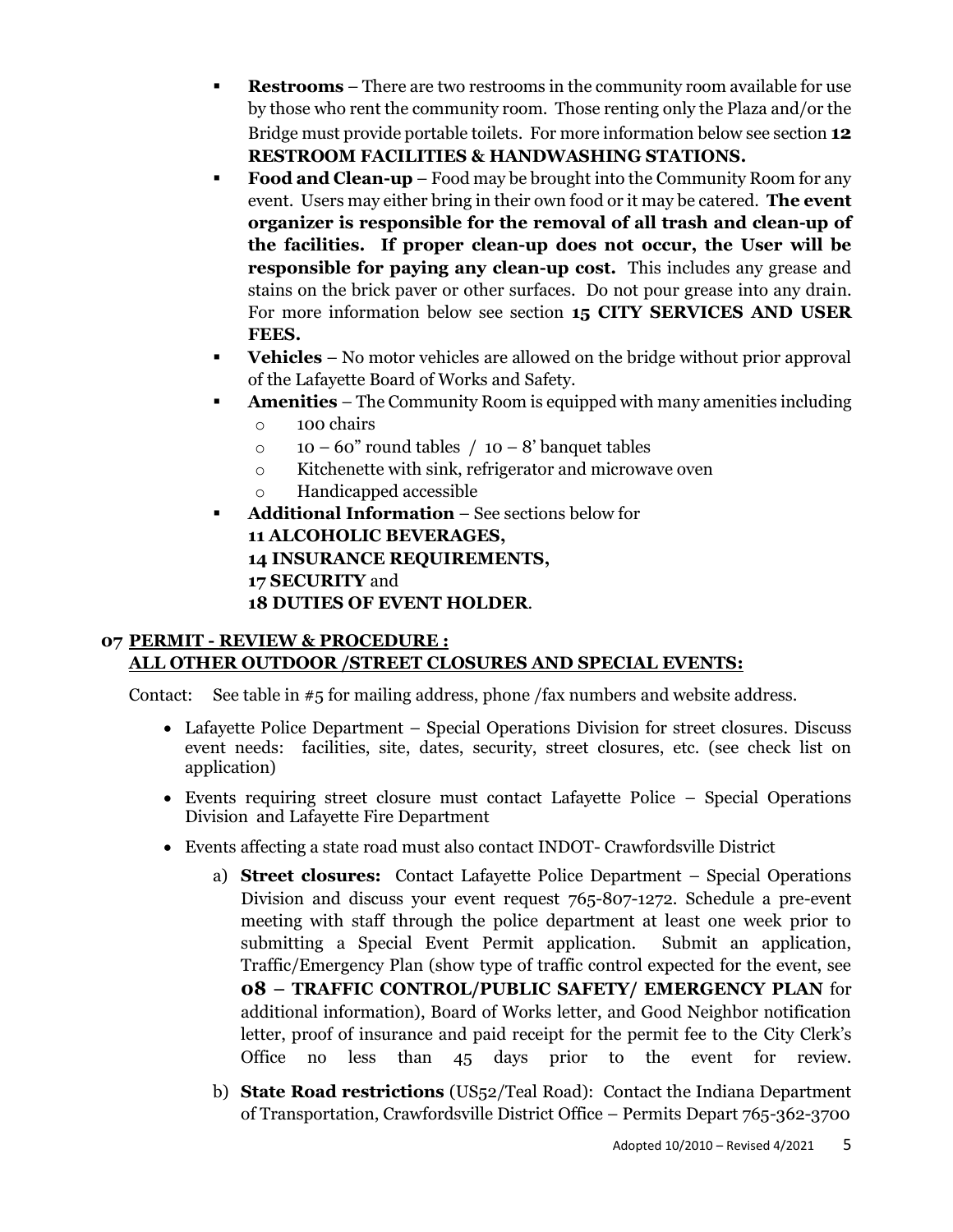- **Restrooms** – There are two restrooms in the community room available for use by those who rent the community room. Those renting only the Plaza and/or the Bridge must provide portable toilets. For more information below see section **12 RESTROOM FACILITIES & HANDWASHING STATIONS.**
- **Food and Clean-up** – Food may be brought into the Community Room for any event. Users may either bring in their own food or it may be catered. **The event organizer is responsible for the removal of all trash and clean-up of the facilities. If proper clean-up does not occur, the User will be responsible for paying any clean-up cost.** This includes any grease and stains on the brick paver or other surfaces. Do not pour grease into any drain. For more information below see section **15 CITY SERVICES AND USER FEES.**
- **Vehicles** – No motor vehicles are allowed on the bridge without prior approval of the Lafayette Board of Works and Safety.
- **Amenities** – The Community Room is equipped with many amenities including
  - 100 chairs
  - 10 – 60" round tables / 10 – 8' banquet tables
  - Kitchenette with sink, refrigerator and microwave oven
  - Handicapped accessible
- **Additional Information** – See sections below for
  **11 ALCOHOLIC BEVERAGES,**
  **14 INSURANCE REQUIREMENTS,**
  **17 SECURITY** and
  **18 DUTIES OF EVENT HOLDER**.

## 07 PERMIT - REVIEW & PROCEDURE : ALL OTHER OUTDOOR /STREET CLOSURES AND SPECIAL EVENTS:

Contact: See table in #5 for mailing address, phone /fax numbers and website address.

- Lafayette Police Department – Special Operations Division for street closures. Discuss event needs: facilities, site, dates, security, street closures, etc. (see check list on application)
- Events requiring street closure must contact Lafayette Police – Special Operations Division and Lafayette Fire Department
- Events affecting a state road must also contact INDOT- Crawfordsville District
  a) **Street closures:** Contact Lafayette Police Department – Special Operations Division and discuss your event request 765-807-1272. Schedule a pre-event meeting with staff through the police department at least one week prior to submitting a Special Event Permit application. Submit an application, Traffic/Emergency Plan (show type of traffic control expected for the event, see **08 – TRAFFIC CONTROL/PUBLIC SAFETY/ EMERGENCY PLAN** for additional information), Board of Works letter, and Good Neighbor notification letter, proof of insurance and paid receipt for the permit fee to the City Clerk's Office no less than 45 days prior to the event for review.
  b) **State Road restrictions** (US52/Teal Road): Contact the Indiana Department of Transportation, Crawfordsville District Office – Permits Depart 765-362-3700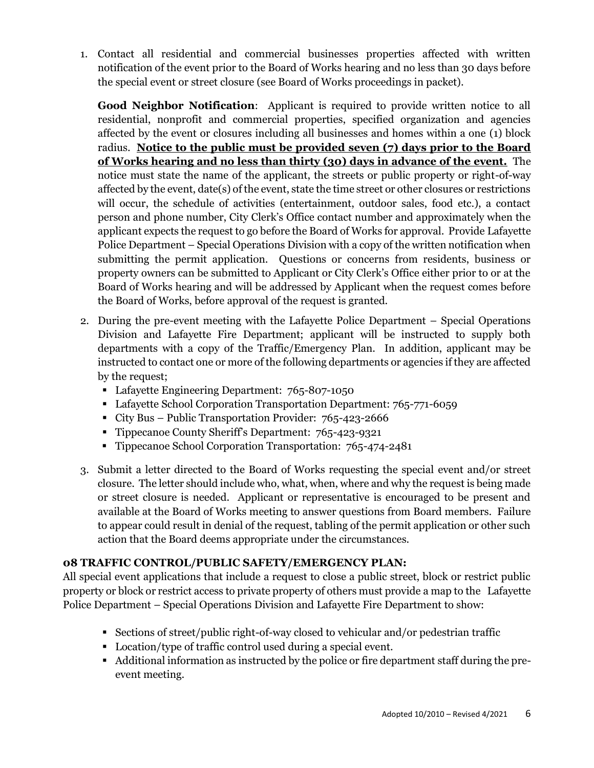1. Contact all residential and commercial businesses properties affected with written notification of the event prior to the Board of Works hearing and no less than 30 days before the special event or street closure (see Board of Works proceedings in packet).

   **Good Neighbor Notification**: Applicant is required to provide written notice to all residential, nonprofit and commercial properties, specified organization and agencies affected by the event or closures including all businesses and homes within a one (1) block radius. **Notice to the public must be provided seven (7) days prior to the Board of Works hearing and no less than thirty (30) days in advance of the event.** The notice must state the name of the applicant, the streets or public property or right-of-way affected by the event, date(s) of the event, state the time street or other closures or restrictions will occur, the schedule of activities (entertainment, outdoor sales, food etc.), a contact person and phone number, City Clerk's Office contact number and approximately when the applicant expects the request to go before the Board of Works for approval. Provide Lafayette Police Department – Special Operations Division with a copy of the written notification when submitting the permit application. Questions or concerns from residents, business or property owners can be submitted to Applicant or City Clerk's Office either prior to or at the Board of Works hearing and will be addressed by Applicant when the request comes before the Board of Works, before approval of the request is granted.

2. During the pre-event meeting with the Lafayette Police Department – Special Operations Division and Lafayette Fire Department; applicant will be instructed to supply both departments with a copy of the Traffic/Emergency Plan. In addition, applicant may be instructed to contact one or more of the following departments or agencies if they are affected by the request;
   - Lafayette Engineering Department: 765-807-1050
   - Lafayette School Corporation Transportation Department: 765-771-6059
   - City Bus – Public Transportation Provider: 765-423-2666
   - Tippecanoe County Sheriff's Department: 765-423-9321
   - Tippecanoe School Corporation Transportation: 765-474-2481

3. Submit a letter directed to the Board of Works requesting the special event and/or street closure. The letter should include who, what, when, where and why the request is being made or street closure is needed. Applicant or representative is encouraged to be present and available at the Board of Works meeting to answer questions from Board members. Failure to appear could result in denial of the request, tabling of the permit application or other such action that the Board deems appropriate under the circumstances.

### 08 TRAFFIC CONTROL/PUBLIC SAFETY/EMERGENCY PLAN:

All special event applications that include a request to close a public street, block or restrict public property or block or restrict access to private property of others must provide a map to the Lafayette Police Department – Special Operations Division and Lafayette Fire Department to show:

- Sections of street/public right-of-way closed to vehicular and/or pedestrian traffic
- Location/type of traffic control used during a special event.
- Additional information as instructed by the police or fire department staff during the pre-event meeting.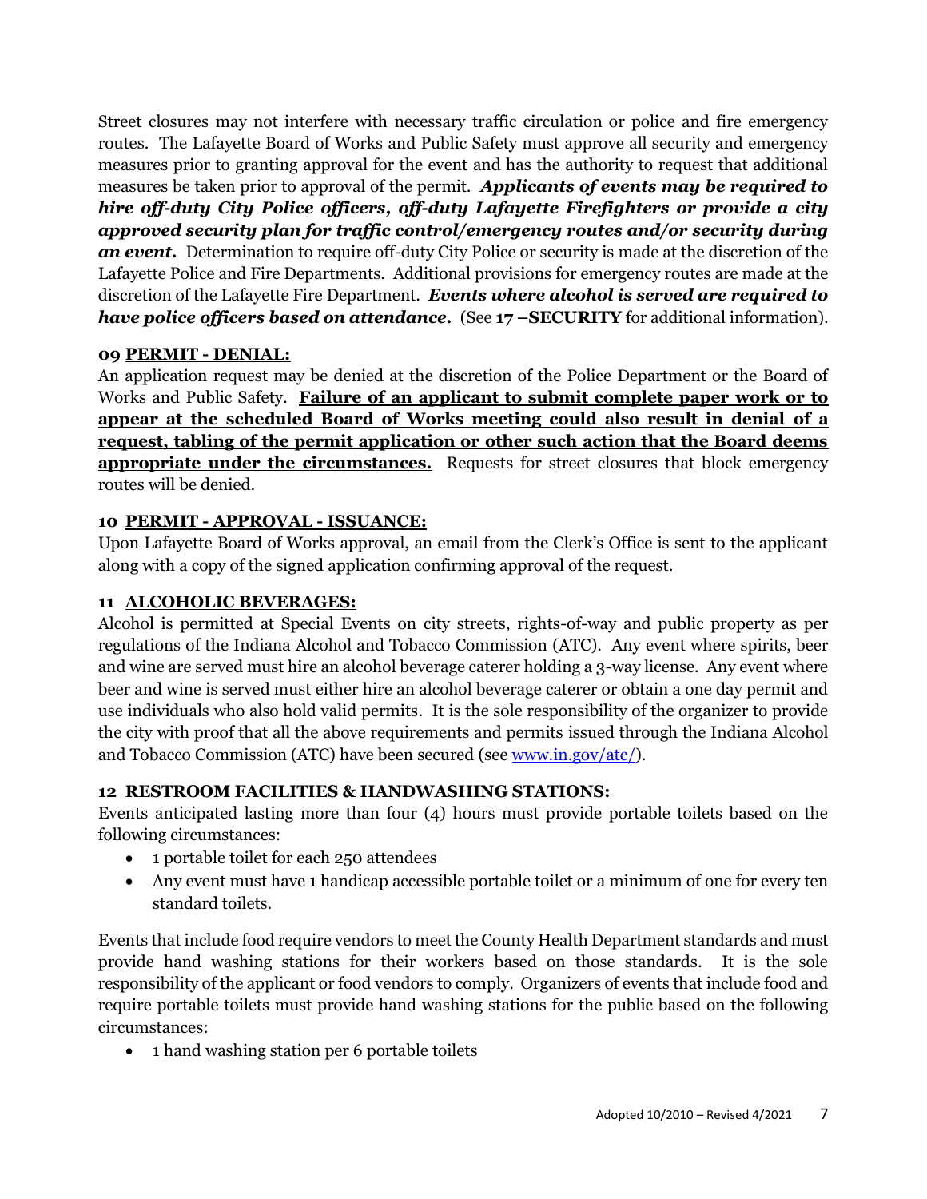Street closures may not interfere with necessary traffic circulation or police and fire emergency routes. The Lafayette Board of Works and Public Safety must approve all security and emergency measures prior to granting approval for the event and has the authority to request that additional measures be taken prior to approval of the permit. ***Applicants of events may be required to hire off-duty City Police officers, off-duty Lafayette Firefighters or provide a city approved security plan for traffic control/emergency routes and/or security during an event.*** Determination to require off-duty City Police or security is made at the discretion of the Lafayette Police and Fire Departments. Additional provisions for emergency routes are made at the discretion of the Lafayette Fire Department. ***Events where alcohol is served are required to have police officers based on attendance.*** (See **17 –SECURITY** for additional information).

### 09 PERMIT - DENIAL:

An application request may be denied at the discretion of the Police Department or the Board of Works and Public Safety. **Failure of an applicant to submit complete paper work or to appear at the scheduled Board of Works meeting could also result in denial of a request, tabling of the permit application or other such action that the Board deems appropriate under the circumstances.** Requests for street closures that block emergency routes will be denied.

### 10 PERMIT - APPROVAL - ISSUANCE:

Upon Lafayette Board of Works approval, an email from the Clerk's Office is sent to the applicant along with a copy of the signed application confirming approval of the request.

### 11 ALCOHOLIC BEVERAGES:

Alcohol is permitted at Special Events on city streets, rights-of-way and public property as per regulations of the Indiana Alcohol and Tobacco Commission (ATC). Any event where spirits, beer and wine are served must hire an alcohol beverage caterer holding a 3-way license. Any event where beer and wine is served must either hire an alcohol beverage caterer or obtain a one day permit and use individuals who also hold valid permits. It is the sole responsibility of the organizer to provide the city with proof that all the above requirements and permits issued through the Indiana Alcohol and Tobacco Commission (ATC) have been secured (see [www.in.gov/atc/](www.in.gov/atc/)).

### 12 RESTROOM FACILITIES & HANDWASHING STATIONS:

Events anticipated lasting more than four (4) hours must provide portable toilets based on the following circumstances:

- 1 portable toilet for each 250 attendees
- Any event must have 1 handicap accessible portable toilet or a minimum of one for every ten standard toilets.

Events that include food require vendors to meet the County Health Department standards and must provide hand washing stations for their workers based on those standards. It is the sole responsibility of the applicant or food vendors to comply. Organizers of events that include food and require portable toilets must provide hand washing stations for the public based on the following circumstances:

- 1 hand washing station per 6 portable toilets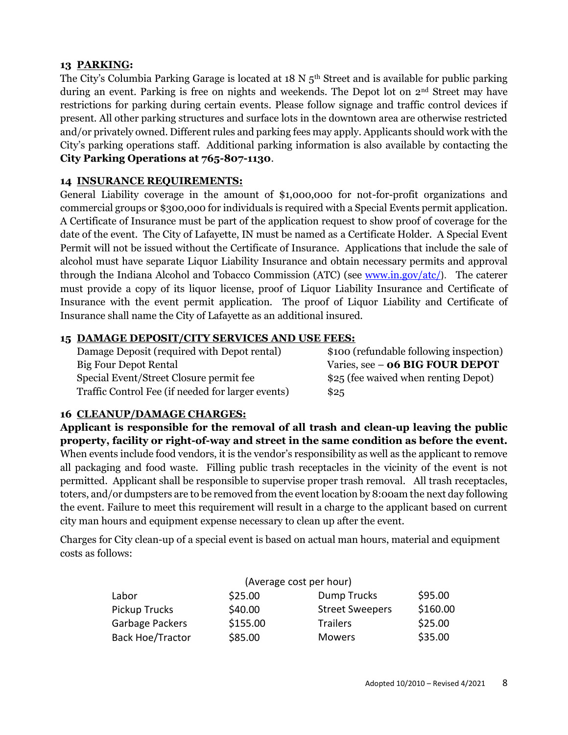## 13 PARKING:

The City's Columbia Parking Garage is located at 18 N 5th Street and is available for public parking during an event. Parking is free on nights and weekends. The Depot lot on 2nd Street may have restrictions for parking during certain events. Please follow signage and traffic control devices if present. All other parking structures and surface lots in the downtown area are otherwise restricted and/or privately owned. Different rules and parking fees may apply. Applicants should work with the City's parking operations staff. Additional parking information is also available by contacting the **City Parking Operations at 765-807-1130**.

## 14 INSURANCE REQUIREMENTS:

General Liability coverage in the amount of $1,000,000 for not-for-profit organizations and commercial groups or $300,000 for individuals is required with a Special Events permit application. A Certificate of Insurance must be part of the application request to show proof of coverage for the date of the event. The City of Lafayette, IN must be named as a Certificate Holder. A Special Event Permit will not be issued without the Certificate of Insurance. Applications that include the sale of alcohol must have separate Liquor Liability Insurance and obtain necessary permits and approval through the Indiana Alcohol and Tobacco Commission (ATC) (see [www.in.gov/atc/](http://www.in.gov/atc/)). The caterer must provide a copy of its liquor license, proof of Liquor Liability Insurance and Certificate of Insurance with the event permit application. The proof of Liquor Liability and Certificate of Insurance shall name the City of Lafayette as an additional insured.

## 15 DAMAGE DEPOSIT/CITY SERVICES AND USE FEES:

| | |
|---|---|
| Damage Deposit (required with Depot rental) | $100 (refundable following inspection) |
| Big Four Depot Rental | Varies, see – **06 BIG FOUR DEPOT** |
| Special Event/Street Closure permit fee | $25 (fee waived when renting Depot) |
| Traffic Control Fee (if needed for larger events) | $25 |

## 16 CLEANUP/DAMAGE CHARGES:

**Applicant is responsible for the removal of all trash and clean-up leaving the public property, facility or right-of-way and street in the same condition as before the event.** When events include food vendors, it is the vendor's responsibility as well as the applicant to remove all packaging and food waste. Filling public trash receptacles in the vicinity of the event is not permitted. Applicant shall be responsible to supervise proper trash removal. All trash receptacles, toters, and/or dumpsters are to be removed from the event location by 8:00am the next day following the event. Failure to meet this requirement will result in a charge to the applicant based on current city man hours and equipment expense necessary to clean up after the event.

Charges for City clean-up of a special event is based on actual man hours, material and equipment costs as follows:

(Average cost per hour)

| | | | |
|---|---|---|---|
| Labor | $25.00 | Dump Trucks | $95.00 |
| Pickup Trucks | $40.00 | Street Sweepers | $160.00 |
| Garbage Packers | $155.00 | Trailers | $25.00 |
| Back Hoe/Tractor | $85.00 | Mowers | $35.00 |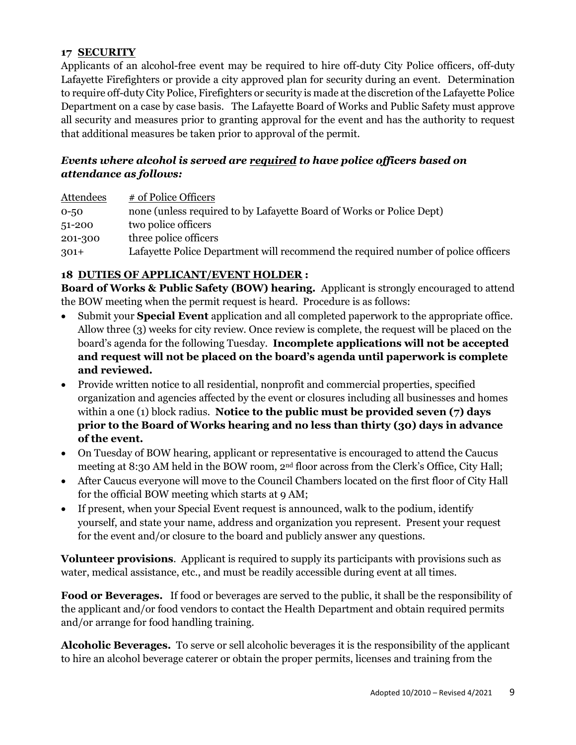## 17 SECURITY

Applicants of an alcohol-free event may be required to hire off-duty City Police officers, off-duty Lafayette Firefighters or provide a city approved plan for security during an event. Determination to require off-duty City Police, Firefighters or security is made at the discretion of the Lafayette Police Department on a case by case basis. The Lafayette Board of Works and Public Safety must approve all security and measures prior to granting approval for the event and has the authority to request that additional measures be taken prior to approval of the permit.

### *Events where alcohol is served are required to have police officers based on attendance as follows:*

| Attendees | # of Police Officers |
| --- | --- |
| 0-50 | none (unless required to by Lafayette Board of Works or Police Dept) |
| 51-200 | two police officers |
| 201-300 | three police officers |
| 301+ | Lafayette Police Department will recommend the required number of police officers |

## 18 DUTIES OF APPLICANT/EVENT HOLDER :

**Board of Works & Public Safety (BOW) hearing.** Applicant is strongly encouraged to attend the BOW meeting when the permit request is heard. Procedure is as follows:

- Submit your **Special Event** application and all completed paperwork to the appropriate office. Allow three (3) weeks for city review. Once review is complete, the request will be placed on the board's agenda for the following Tuesday. **Incomplete applications will not be accepted and request will not be placed on the board's agenda until paperwork is complete and reviewed.**
- Provide written notice to all residential, nonprofit and commercial properties, specified organization and agencies affected by the event or closures including all businesses and homes within a one (1) block radius. **Notice to the public must be provided seven (7) days prior to the Board of Works hearing and no less than thirty (30) days in advance of the event.**
- On Tuesday of BOW hearing, applicant or representative is encouraged to attend the Caucus meeting at 8:30 AM held in the BOW room, 2nd floor across from the Clerk's Office, City Hall;
- After Caucus everyone will move to the Council Chambers located on the first floor of City Hall for the official BOW meeting which starts at 9 AM;
- If present, when your Special Event request is announced, walk to the podium, identify yourself, and state your name, address and organization you represent. Present your request for the event and/or closure to the board and publicly answer any questions.

**Volunteer provisions**. Applicant is required to supply its participants with provisions such as water, medical assistance, etc., and must be readily accessible during event at all times.

**Food or Beverages.** If food or beverages are served to the public, it shall be the responsibility of the applicant and/or food vendors to contact the Health Department and obtain required permits and/or arrange for food handling training.

**Alcoholic Beverages.** To serve or sell alcoholic beverages it is the responsibility of the applicant to hire an alcohol beverage caterer or obtain the proper permits, licenses and training from the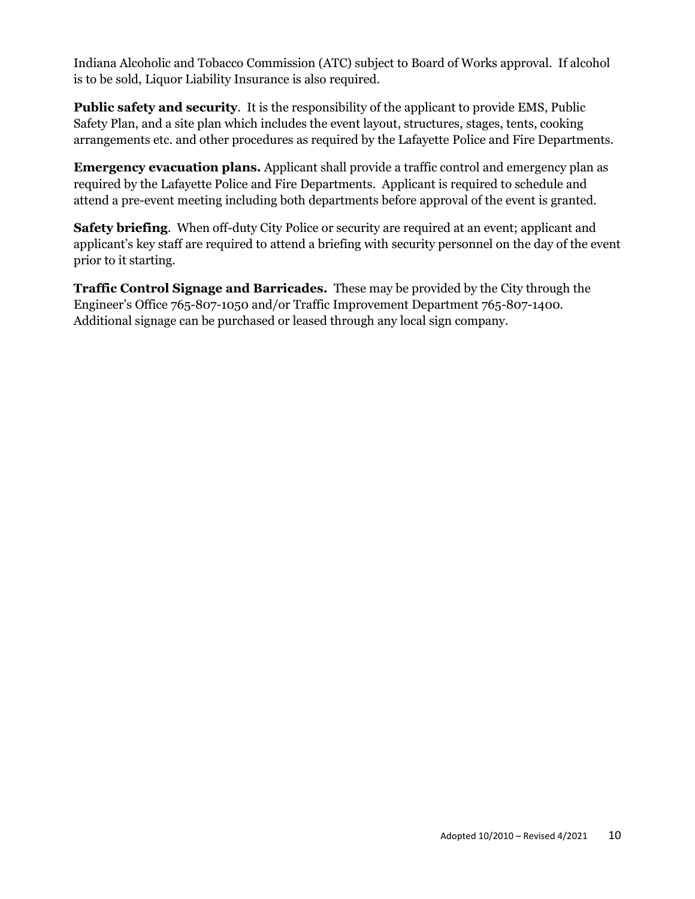Indiana Alcoholic and Tobacco Commission (ATC) subject to Board of Works approval. If alcohol is to be sold, Liquor Liability Insurance is also required.

**Public safety and security**. It is the responsibility of the applicant to provide EMS, Public Safety Plan, and a site plan which includes the event layout, structures, stages, tents, cooking arrangements etc. and other procedures as required by the Lafayette Police and Fire Departments.

**Emergency evacuation plans.** Applicant shall provide a traffic control and emergency plan as required by the Lafayette Police and Fire Departments. Applicant is required to schedule and attend a pre-event meeting including both departments before approval of the event is granted.

**Safety briefing**. When off-duty City Police or security are required at an event; applicant and applicant's key staff are required to attend a briefing with security personnel on the day of the event prior to it starting.

**Traffic Control Signage and Barricades.** These may be provided by the City through the Engineer's Office 765-807-1050 and/or Traffic Improvement Department 765-807-1400. Additional signage can be purchased or leased through any local sign company.